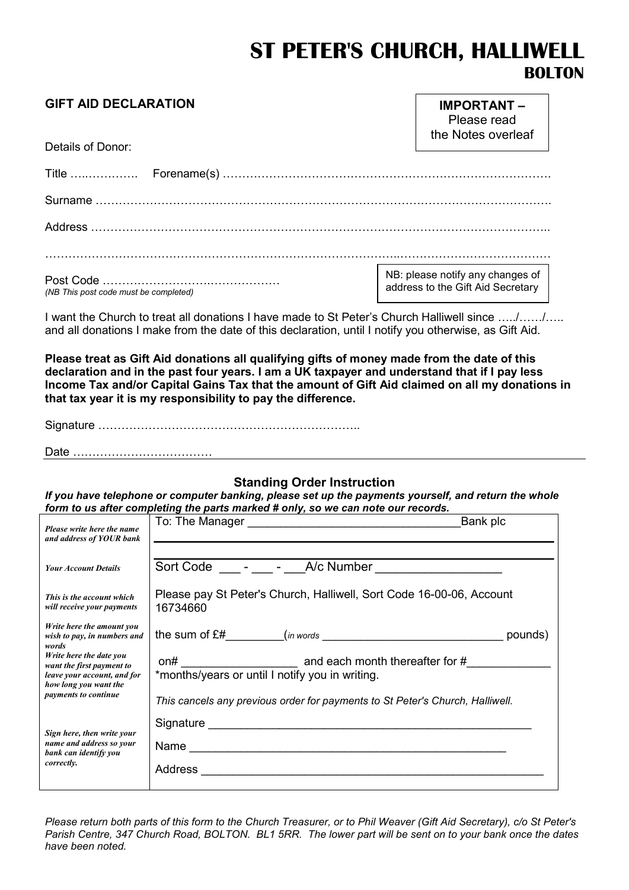# ST PETER'S CHURCH, HALLIWELL

## BOLTON

**GIFT AID DECLARATION**

**IMPORTANT –** Please read the Notes overleaf

Details of Donor:

Title ….…………. Forename(s) ……………………………………………………………………….

Surname ………………………………………………………………………………………………….

Address …………………………………………………………………………………………………..

…………………………………………………………………………………………………………….

Post Code ……………………….……………
*(NB This post code must be completed)*

NB: please notify any changes of address to the Gift Aid Secretary

I want the Church to treat all donations I have made to St Peter's Church Halliwell since …../……/….. and all donations I make from the date of this declaration, until I notify you otherwise, as Gift Aid.

**Please treat as Gift Aid donations all qualifying gifts of money made from the date of this declaration and in the past four years. I am a UK taxpayer and understand that if I pay less Income Tax and/or Capital Gains Tax that the amount of Gift Aid claimed on all my donations in that tax year it is my responsibility to pay the difference.**

Signature …………………………………………………………..

Date ………………………………

### Standing Order Instruction

***If you have telephone or computer banking, please set up the payments yourself, and return the whole form to us after completing the parts marked # only, so we can note our records.***

| | |
|---|---|
| *Please write here the name and address of YOUR bank* | To: The Manager ________________________________Bank plc<br>________________________________________________________ |
| *Your Account Details* | Sort Code ___ - ___ - ___A/c Number __________________ |
| *This is the account which will receive your payments* | Please pay St Peter's Church, Halliwell, Sort Code 16-00-06, Account 16734660 |
| *Write here the amount you wish to pay, in numbers and words* | the sum of £#_________(*in words* _____________________________ pounds) |
| *Write here the date you want the first payment to leave your account, and for how long you want the payments to continue* | on# __________________ and each month thereafter for #_____________<br>*months/years or until I notify you in writing.<br>*This cancels any previous order for payments to St Peter's Church, Halliwell.* |
| *Sign here, then write your name and address so your bank can identify you correctly.* | Signature ____________________________________________________<br>Name _______________________________________________________<br>Address ________________________________________________________ |

*Please return both parts of this form to the Church Treasurer, or to Phil Weaver (Gift Aid Secretary), c/o St Peter's Parish Centre, 347 Church Road, BOLTON. BL1 5RR. The lower part will be sent on to your bank once the dates have been noted.*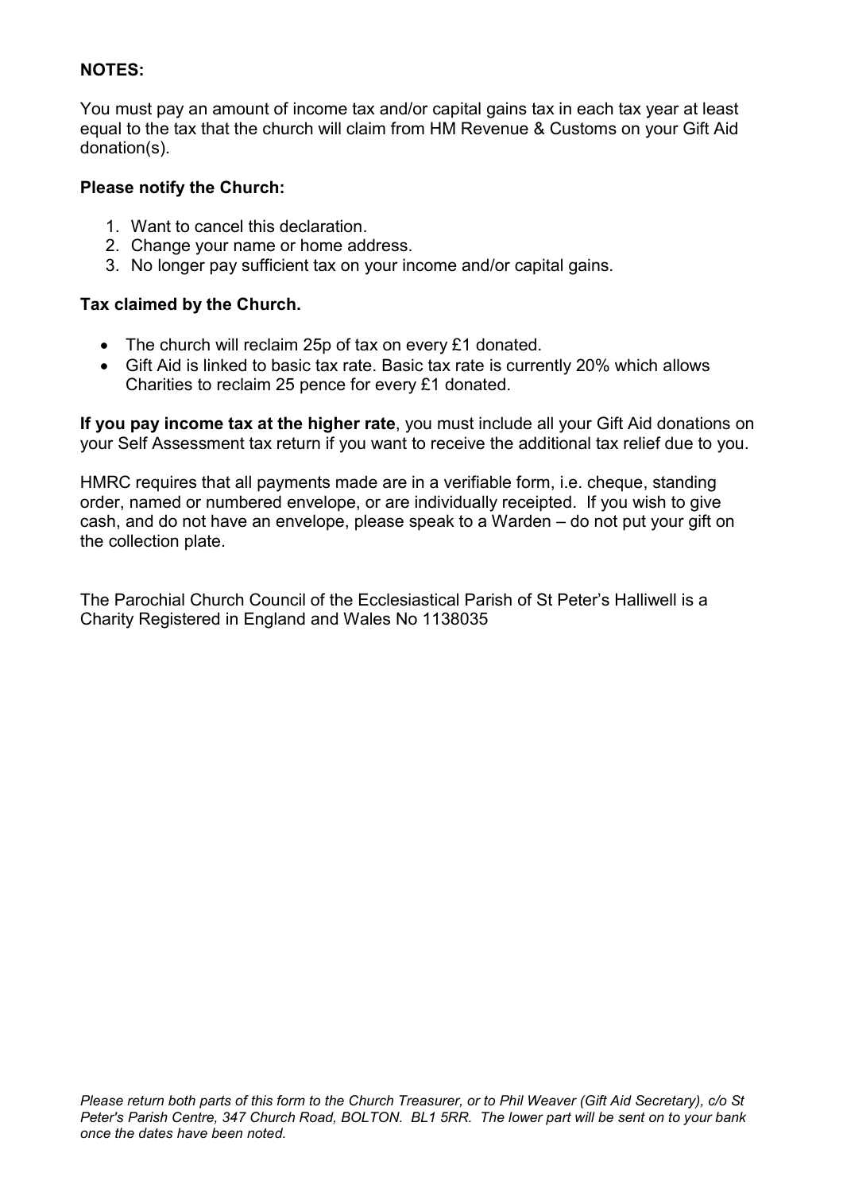**NOTES:**

You must pay an amount of income tax and/or capital gains tax in each tax year at least equal to the tax that the church will claim from HM Revenue & Customs on your Gift Aid donation(s).

**Please notify the Church:**

1. Want to cancel this declaration.
2. Change your name or home address.
3. No longer pay sufficient tax on your income and/or capital gains.

**Tax claimed by the Church.**

- The church will reclaim 25p of tax on every £1 donated.
- Gift Aid is linked to basic tax rate. Basic tax rate is currently 20% which allows Charities to reclaim 25 pence for every £1 donated.

**If you pay income tax at the higher rate**, you must include all your Gift Aid donations on your Self Assessment tax return if you want to receive the additional tax relief due to you.

HMRC requires that all payments made are in a verifiable form, i.e. cheque, standing order, named or numbered envelope, or are individually receipted. If you wish to give cash, and do not have an envelope, please speak to a Warden – do not put your gift on the collection plate.

The Parochial Church Council of the Ecclesiastical Parish of St Peter's Halliwell is a Charity Registered in England and Wales No 1138035

*Please return both parts of this form to the Church Treasurer, or to Phil Weaver (Gift Aid Secretary), c/o St Peter's Parish Centre, 347 Church Road, BOLTON. BL1 5RR. The lower part will be sent on to your bank once the dates have been noted.*